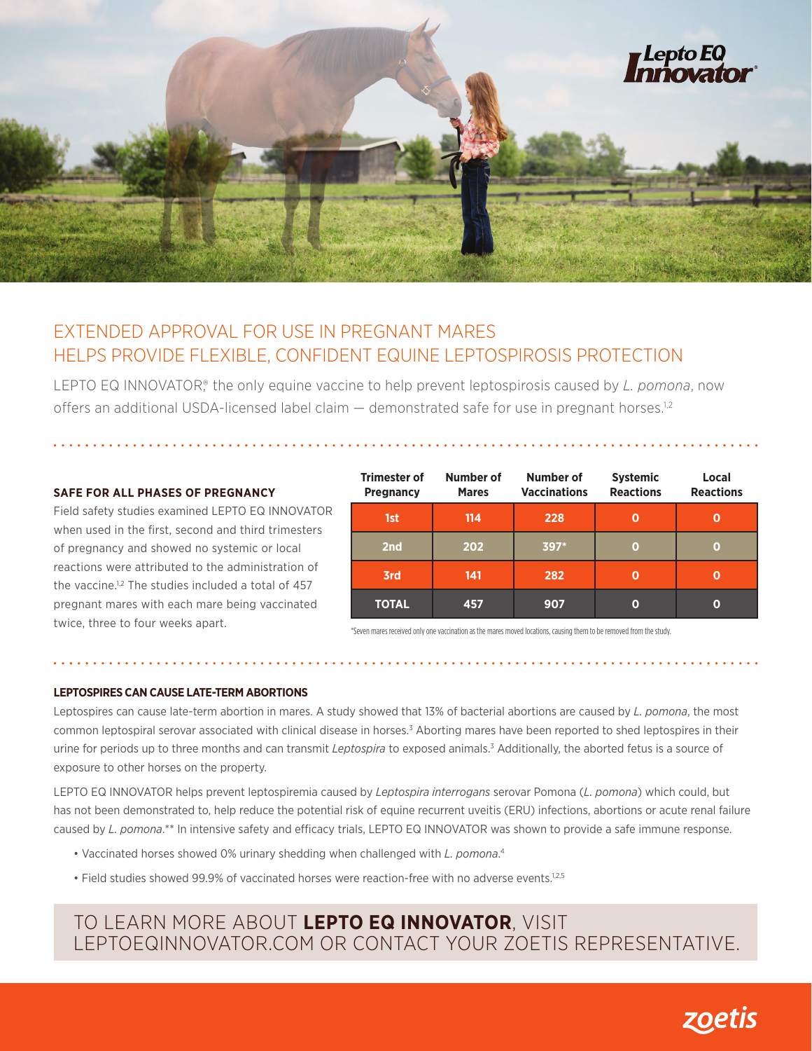Lepto EQ Innovator®

# EXTENDED APPROVAL FOR USE IN PREGNANT MARES HELPS PROVIDE FLEXIBLE, CONFIDENT EQUINE LEPTOSPIROSIS PROTECTION

LEPTO EQ INNOVATOR,® the only equine vaccine to help prevent leptospirosis caused by *L. pomona*, now offers an additional USDA-licensed label claim — demonstrated safe for use in pregnant horses.[1,2]

## SAFE FOR ALL PHASES OF PREGNANCY

Field safety studies examined LEPTO EQ INNOVATOR when used in the first, second and third trimesters of pregnancy and showed no systemic or local reactions were attributed to the administration of the vaccine.[1,2] The studies included a total of 457 pregnant mares with each mare being vaccinated twice, three to four weeks apart.

| Trimester of Pregnancy | Number of Mares | Number of Vaccinations | Systemic Reactions | Local Reactions |
|---|---|---|---|---|
| 1st | 114 | 228 | 0 | 0 |
| 2nd | 202 | 397* | 0 | 0 |
| 3rd | 141 | 282 | 0 | 0 |
| TOTAL | 457 | 907 | 0 | 0 |

*Seven mares received only one vaccination as the mares moved locations, causing them to be removed from the study.

## LEPTOSPIRES CAN CAUSE LATE-TERM ABORTIONS

Leptospires can cause late-term abortion in mares. A study showed that 13% of bacterial abortions are caused by *L. pomona*, the most common leptospiral serovar associated with clinical disease in horses.[3] Aborting mares have been reported to shed leptospires in their urine for periods up to three months and can transmit *Leptospira* to exposed animals.[3] Additionally, the aborted fetus is a source of exposure to other horses on the property.

LEPTO EQ INNOVATOR helps prevent leptospiremia caused by *Leptospira interrogans* serovar Pomona (*L. pomona*) which could, but has not been demonstrated to, help reduce the potential risk of equine recurrent uveitis (ERU) infections, abortions or acute renal failure caused by *L. pomona*.** In intensive safety and efficacy trials, LEPTO EQ INNOVATOR was shown to provide a safe immune response.

- Vaccinated horses showed 0% urinary shedding when challenged with *L. pomona*.[4]
- Field studies showed 99.9% of vaccinated horses were reaction-free with no adverse events.[1,2,5]

TO LEARN MORE ABOUT **LEPTO EQ INNOVATOR**, VISIT LEPTOEQINNOVATOR.COM OR CONTACT YOUR ZOETIS REPRESENTATIVE.

zoetis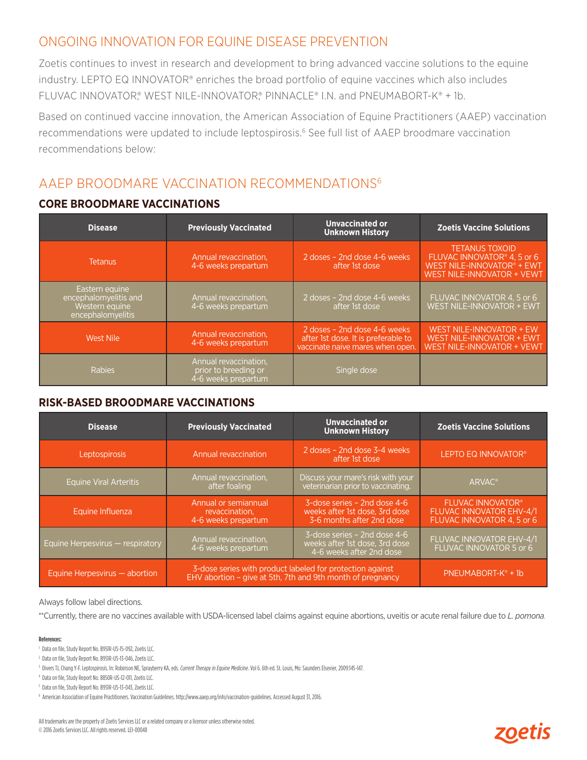## ONGOING INNOVATION FOR EQUINE DISEASE PREVENTION

Zoetis continues to invest in research and development to bring advanced vaccine solutions to the equine industry. LEPTO EQ INNOVATOR® enriches the broad portfolio of equine vaccines which also includes FLUVAC INNOVATOR,® WEST NILE-INNOVATOR,® PINNACLE® I.N. and PNEUMABORT-K® + 1b.

Based on continued vaccine innovation, the American Association of Equine Practitioners (AAEP) vaccination recommendations were updated to include leptospirosis.[6] See full list of AAEP broodmare vaccination recommendations below:

## AAEP BROODMARE VACCINATION RECOMMENDATIONS[6]

### CORE BROODMARE VACCINATIONS

| Disease | Previously Vaccinated | Unvaccinated or Unknown History | Zoetis Vaccine Solutions |
|---|---|---|---|
| Tetanus | Annual revaccination, 4-6 weeks prepartum | 2 doses – 2nd dose 4-6 weeks after 1st dose | TETANUS TOXOID<br>FLUVAC INNOVATOR® 4, 5 or 6<br>WEST NILE-INNOVATOR® + EWT<br>WEST NILE-INNOVATOR + VEWT |
| Eastern equine encephalomyelitis and Western equine encephalomyelitis | Annual revaccination, 4-6 weeks prepartum | 2 doses – 2nd dose 4-6 weeks after 1st dose | FLUVAC INNOVATOR 4, 5 or 6<br>WEST NILE-INNOVATOR + EWT |
| West Nile | Annual revaccination, 4-6 weeks prepartum | 2 doses – 2nd dose 4-6 weeks after 1st dose. It is preferable to vaccinate naive mares when open. | WEST NILE-INNOVATOR + EW<br>WEST NILE-INNOVATOR + EWT<br>WEST NILE-INNOVATOR + VEWT |
| Rabies | Annual revaccination, prior to breeding or 4-6 weeks prepartum | Single dose | |

### RISK-BASED BROODMARE VACCINATIONS

| Disease | Previously Vaccinated | Unvaccinated or Unknown History | Zoetis Vaccine Solutions |
|---|---|---|---|
| Leptospirosis | Annual revaccination | 2 doses – 2nd dose 3-4 weeks after 1st dose | LEPTO EQ INNOVATOR® |
| Equine Viral Arteritis | Annual revaccination, after foaling | Discuss your mare's risk with your veterinarian prior to vaccinating. | ARVAC® |
| Equine Influenza | Annual or semiannual revaccination, 4-6 weeks prepartum | 3-dose series – 2nd dose 4-6 weeks after 1st dose, 3rd dose 3-6 months after 2nd dose | FLUVAC INNOVATOR®<br>FLUVAC INNOVATOR EHV-4/1<br>FLUVAC INNOVATOR 4, 5 or 6 |
| Equine Herpesvirus — respiratory | Annual revaccination, 4-6 weeks prepartum | 3-dose series – 2nd dose 4-6 weeks after 1st dose, 3rd dose 4-6 weeks after 2nd dose | FLUVAC INNOVATOR EHV-4/1<br>FLUVAC INNOVATOR 5 or 6 |
| Equine Herpesvirus — abortion | 3-dose series with product labeled for protection against EHV abortion – give at 5th, 7th and 9th month of pregnancy | | PNEUMABORT-K® + 1b |

Always follow label directions.

**Currently, there are no vaccines available with USDA-licensed label claims against equine abortions, uveitis or acute renal failure due to *L. pomona*.

**References:**

1. Data on file, Study Report No. B951R-US-15-092, Zoetis LLC.
2. Data on file, Study Report No. B951R-US-13-046, Zoetis LLC.
3. Divers TJ, Chang Y-F. Leptospirosis. In: Robinson NE, Sprayberry KA, eds. *Current Therapy in Equine Medicine*. Vol 6. 6th ed. St. Louis, Mo: Saunders Elsevier, 2009:145-147.
4. Data on file, Study Report No. B850R-US-12-011, Zoetis LLC.
5. Data on file, Study Report No. B951R-US-13-043, Zoetis LLC.
6. American Association of Equine Practitioners. Vaccination Guidelines. http://www.aaep.org/info/vaccination-guidelines. Accessed August 31, 2016.

All trademarks are the property of Zoetis Services LLC or a related company or a licensor unless otherwise noted.
© 2016 Zoetis Services LLC. All rights reserved. LEI-00048

zoetis